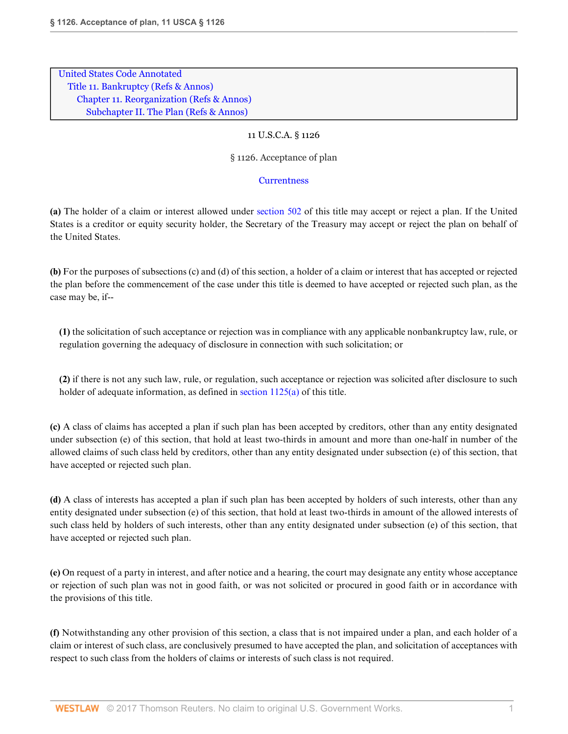United States Code Annotated
Title 11. Bankruptcy (Refs & Annos)
Chapter 11. Reorganization (Refs & Annos)
Subchapter II. The Plan (Refs & Annos)

11 U.S.C.A. § 1126

# § 1126. Acceptance of plan

Currentness

**(a)** The holder of a claim or interest allowed under section 502 of this title may accept or reject a plan. If the United States is a creditor or equity security holder, the Secretary of the Treasury may accept or reject the plan on behalf of the United States.

**(b)** For the purposes of subsections (c) and (d) of this section, a holder of a claim or interest that has accepted or rejected the plan before the commencement of the case under this title is deemed to have accepted or rejected such plan, as the case may be, if--

> **(1)** the solicitation of such acceptance or rejection was in compliance with any applicable nonbankruptcy law, rule, or regulation governing the adequacy of disclosure in connection with such solicitation; or
>
> **(2)** if there is not any such law, rule, or regulation, such acceptance or rejection was solicited after disclosure to such holder of adequate information, as defined in section 1125(a) of this title.

**(c)** A class of claims has accepted a plan if such plan has been accepted by creditors, other than any entity designated under subsection (e) of this section, that hold at least two-thirds in amount and more than one-half in number of the allowed claims of such class held by creditors, other than any entity designated under subsection (e) of this section, that have accepted or rejected such plan.

**(d)** A class of interests has accepted a plan if such plan has been accepted by holders of such interests, other than any entity designated under subsection (e) of this section, that hold at least two-thirds in amount of the allowed interests of such class held by holders of such interests, other than any entity designated under subsection (e) of this section, that have accepted or rejected such plan.

**(e)** On request of a party in interest, and after notice and a hearing, the court may designate any entity whose acceptance or rejection of such plan was not in good faith, or was not solicited or procured in good faith or in accordance with the provisions of this title.

**(f)** Notwithstanding any other provision of this section, a class that is not impaired under a plan, and each holder of a claim or interest of such class, are conclusively presumed to have accepted the plan, and solicitation of acceptances with respect to such class from the holders of claims or interests of such class is not required.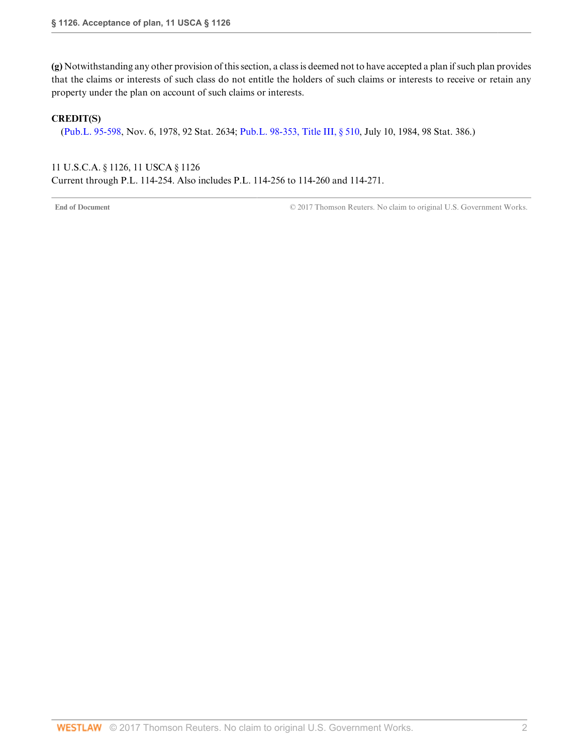**(g)** Notwithstanding any other provision of this section, a class is deemed not to have accepted a plan if such plan provides that the claims or interests of such class do not entitle the holders of such claims or interests to receive or retain any property under the plan on account of such claims or interests.

**CREDIT(S)**

(Pub.L. 95-598, Nov. 6, 1978, 92 Stat. 2634; Pub.L. 98-353, Title III, § 510, July 10, 1984, 98 Stat. 386.)

11 U.S.C.A. § 1126, 11 USCA § 1126
Current through P.L. 114-254. Also includes P.L. 114-256 to 114-260 and 114-271.

**End of Document** © 2017 Thomson Reuters. No claim to original U.S. Government Works.